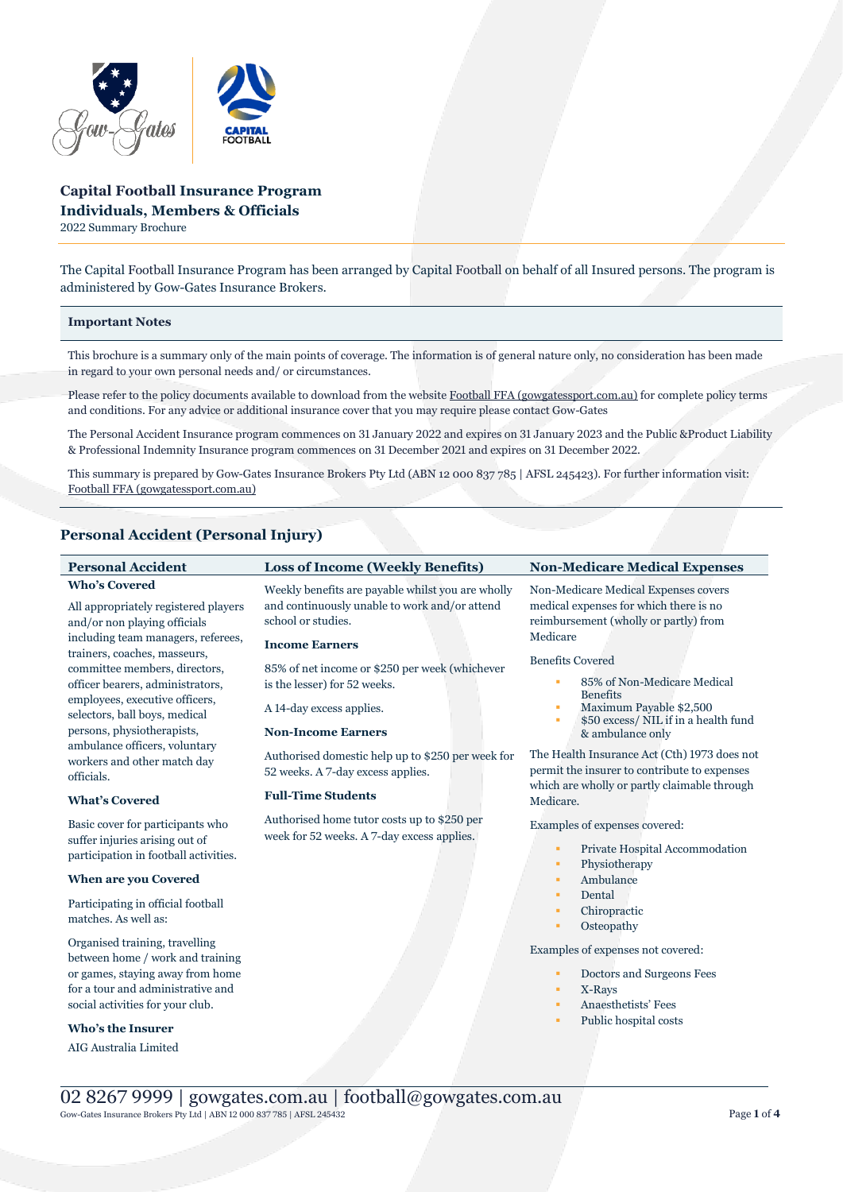# Capital Football Insurance Program
## Individuals, Members & Officials

2022 Summary Brochure

The Capital Football Insurance Program has been arranged by Capital Football on behalf of all Insured persons. The program is administered by Gow-Gates Insurance Brokers.

### Important Notes

This brochure is a summary only of the main points of coverage. The information is of general nature only, no consideration has been made in regard to your own personal needs and/ or circumstances.

Please refer to the policy documents available to download from the website Football FFA (gowgatessport.com.au) for complete policy terms and conditions. For any advice or additional insurance cover that you may require please contact Gow-Gates

The Personal Accident Insurance program commences on 31 January 2022 and expires on 31 January 2023 and the Public &Product Liability & Professional Indemnity Insurance program commences on 31 December 2021 and expires on 31 December 2022.

This summary is prepared by Gow-Gates Insurance Brokers Pty Ltd (ABN 12 000 837 785 | AFSL 245423). For further information visit: Football FFA (gowgatessport.com.au)

## Personal Accident (Personal Injury)

### Personal Accident

**Who's Covered**

All appropriately registered players and/or non playing officials including team managers, referees, trainers, coaches, masseurs, committee members, directors, officer bearers, administrators, employees, executive officers, selectors, ball boys, medical persons, physiotherapists, ambulance officers, voluntary workers and other match day officials.

**What's Covered**

Basic cover for participants who suffer injuries arising out of participation in football activities.

**When are you Covered**

Participating in official football matches. As well as:

Organised training, travelling between home / work and training or games, staying away from home for a tour and administrative and social activities for your club.

**Who's the Insurer**

AIG Australia Limited

### Loss of Income (Weekly Benefits)

Weekly benefits are payable whilst you are wholly and continuously unable to work and/or attend school or studies.

**Income Earners**

85% of net income or $250 per week (whichever is the lesser) for 52 weeks.

A 14-day excess applies.

**Non-Income Earners**

Authorised domestic help up to $250 per week for 52 weeks. A 7-day excess applies.

**Full-Time Students**

Authorised home tutor costs up to $250 per week for 52 weeks. A 7-day excess applies.

### Non-Medicare Medical Expenses

Non-Medicare Medical Expenses covers medical expenses for which there is no reimbursement (wholly or partly) from Medicare

Benefits Covered

- 85% of Non-Medicare Medical Benefits
- Maximum Payable $2,500
- $50 excess/ NIL if in a health fund & ambulance only

The Health Insurance Act (Cth) 1973 does not permit the insurer to contribute to expenses which are wholly or partly claimable through Medicare.

Examples of expenses covered:

- Private Hospital Accommodation
- Physiotherapy
- Ambulance
- Dental
- Chiropractic
- Osteopathy

Examples of expenses not covered:

- Doctors and Surgeons Fees
- X-Rays
- Anaesthetists' Fees
- Public hospital costs

02 8267 9999 | gowgates.com.au | football@gowgates.com.au

Gow-Gates Insurance Brokers Pty Ltd | ABN 12 000 837 785 | AFSL 245432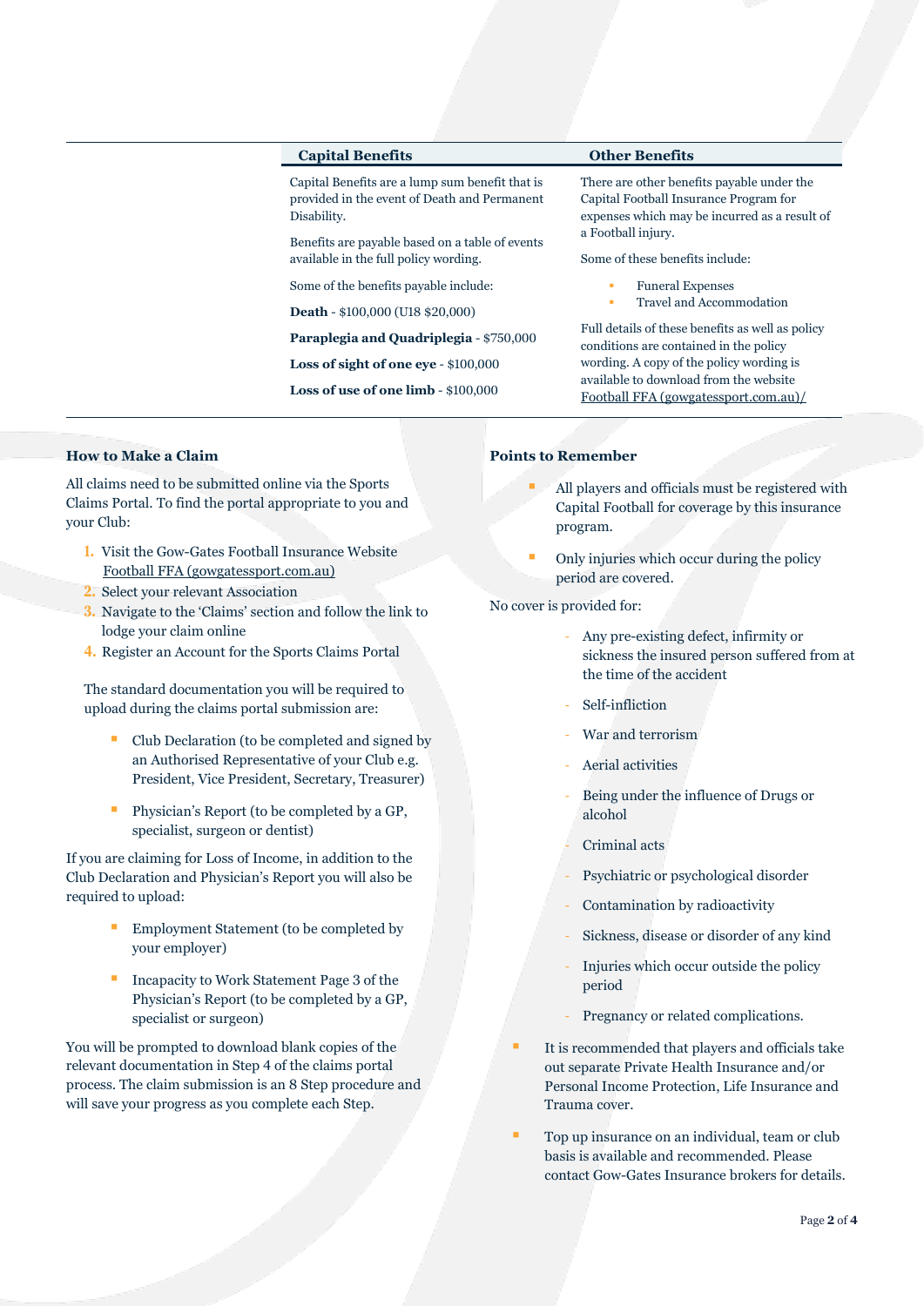## Capital Benefits

Capital Benefits are a lump sum benefit that is provided in the event of Death and Permanent Disability.

Benefits are payable based on a table of events available in the full policy wording.

Some of the benefits payable include:

**Death** - $100,000 (U18 $20,000)

**Paraplegia and Quadriplegia** - $750,000

**Loss of sight of one eye** - $100,000

**Loss of use of one limb** - $100,000

## Other Benefits

There are other benefits payable under the Capital Football Insurance Program for expenses which may be incurred as a result of a Football injury.

Some of these benefits include:

- Funeral Expenses
- Travel and Accommodation

Full details of these benefits as well as policy conditions are contained in the policy wording. A copy of the policy wording is available to download from the website Football FFA (gowgatessport.com.au)/

## How to Make a Claim

All claims need to be submitted online via the Sports Claims Portal. To find the portal appropriate to you and your Club:

1. Visit the Gow-Gates Football Insurance Website Football FFA (gowgatessport.com.au)
2. Select your relevant Association
3. Navigate to the 'Claims' section and follow the link to lodge your claim online
4. Register an Account for the Sports Claims Portal

The standard documentation you will be required to upload during the claims portal submission are:

- Club Declaration (to be completed and signed by an Authorised Representative of your Club e.g. President, Vice President, Secretary, Treasurer)
- Physician's Report (to be completed by a GP, specialist, surgeon or dentist)

If you are claiming for Loss of Income, in addition to the Club Declaration and Physician's Report you will also be required to upload:

- Employment Statement (to be completed by your employer)
- Incapacity to Work Statement Page 3 of the Physician's Report (to be completed by a GP, specialist or surgeon)

You will be prompted to download blank copies of the relevant documentation in Step 4 of the claims portal process. The claim submission is an 8 Step procedure and will save your progress as you complete each Step.

## Points to Remember

- All players and officials must be registered with Capital Football for coverage by this insurance program.
- Only injuries which occur during the policy period are covered.

No cover is provided for:

- Any pre-existing defect, infirmity or sickness the insured person suffered from at the time of the accident
- Self-infliction
- War and terrorism
- Aerial activities
- Being under the influence of Drugs or alcohol
- Criminal acts
- Psychiatric or psychological disorder
- Contamination by radioactivity
- Sickness, disease or disorder of any kind
- Injuries which occur outside the policy period
- Pregnancy or related complications.

- It is recommended that players and officials take out separate Private Health Insurance and/or Personal Income Protection, Life Insurance and Trauma cover.
- Top up insurance on an individual, team or club basis is available and recommended. Please contact Gow-Gates Insurance brokers for details.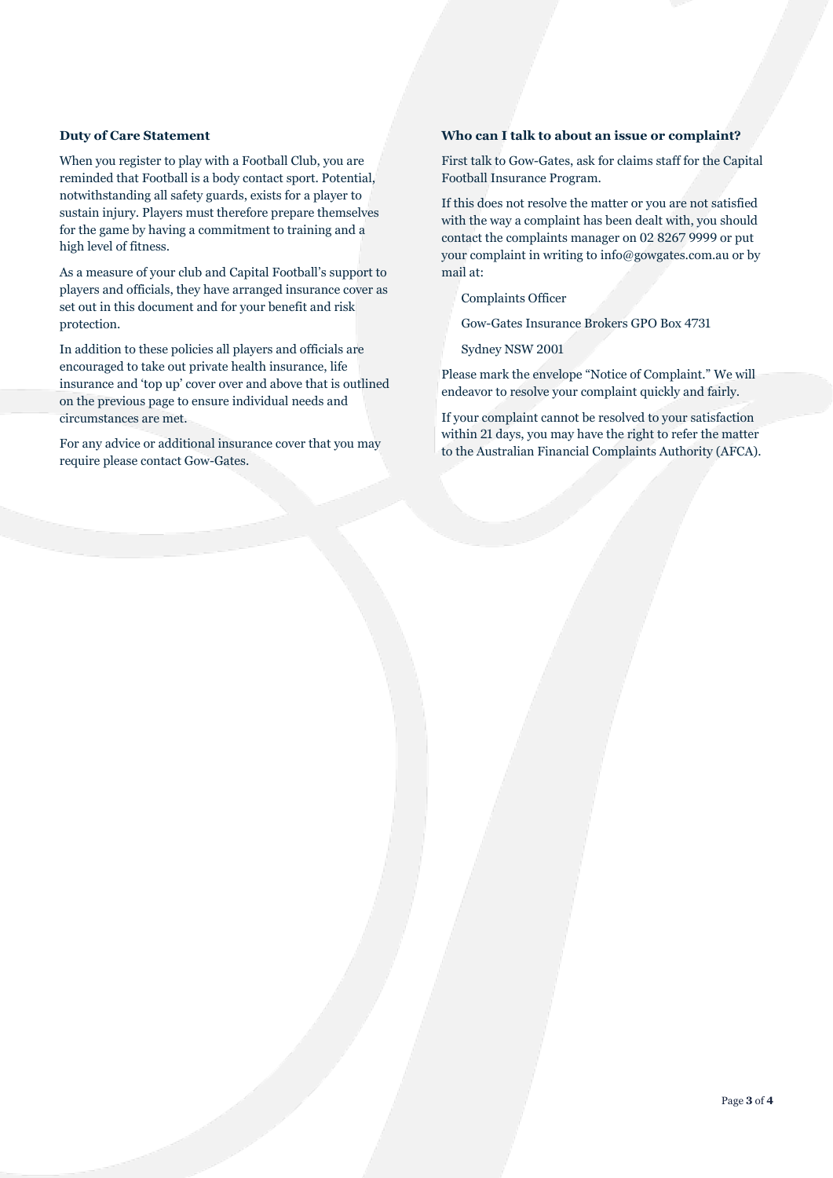### Duty of Care Statement

When you register to play with a Football Club, you are reminded that Football is a body contact sport. Potential, notwithstanding all safety guards, exists for a player to sustain injury. Players must therefore prepare themselves for the game by having a commitment to training and a high level of fitness.

As a measure of your club and Capital Football's support to players and officials, they have arranged insurance cover as set out in this document and for your benefit and risk protection.

In addition to these policies all players and officials are encouraged to take out private health insurance, life insurance and 'top up' cover over and above that is outlined on the previous page to ensure individual needs and circumstances are met.

For any advice or additional insurance cover that you may require please contact Gow-Gates.

### Who can I talk to about an issue or complaint?

First talk to Gow-Gates, ask for claims staff for the Capital Football Insurance Program.

If this does not resolve the matter or you are not satisfied with the way a complaint has been dealt with, you should contact the complaints manager on 02 8267 9999 or put your complaint in writing to info@gowgates.com.au or by mail at:

Complaints Officer

Gow-Gates Insurance Brokers GPO Box 4731

Sydney NSW 2001

Please mark the envelope "Notice of Complaint." We will endeavor to resolve your complaint quickly and fairly.

If your complaint cannot be resolved to your satisfaction within 21 days, you may have the right to refer the matter to the Australian Financial Complaints Authority (AFCA).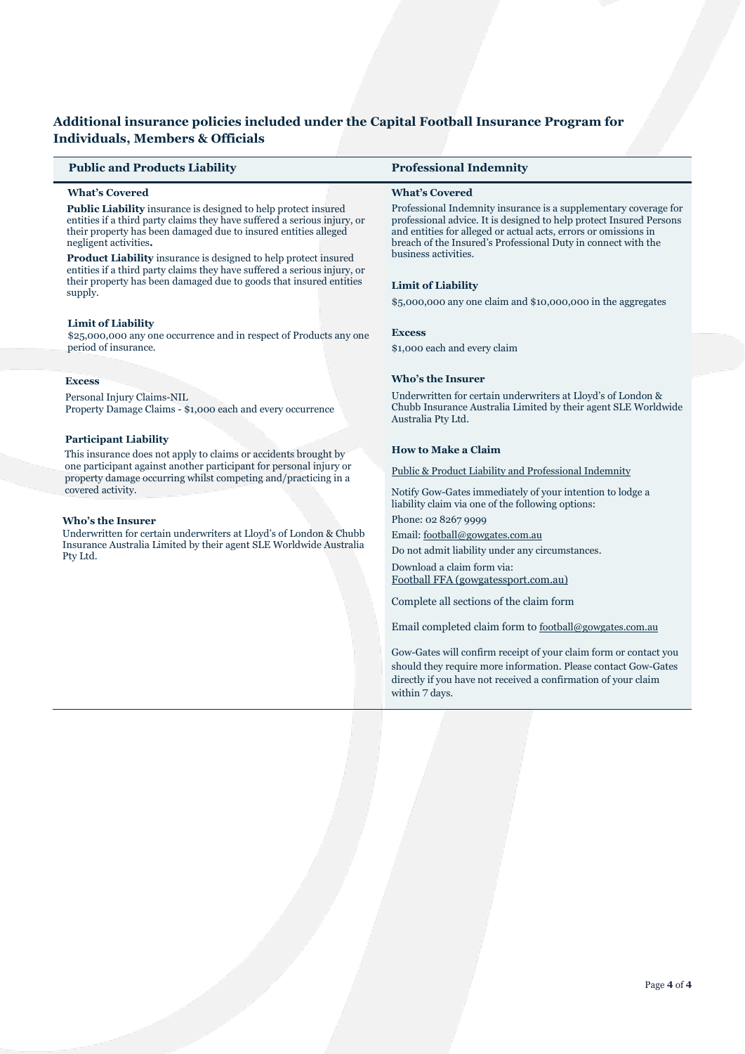## Additional insurance policies included under the Capital Football Insurance Program for Individuals, Members & Officials

### Public and Products Liability

#### What's Covered

**Public Liability** insurance is designed to help protect insured entities if a third party claims they have suffered a serious injury, or their property has been damaged due to insured entities alleged negligent activities**.**

**Product Liability** insurance is designed to help protect insured entities if a third party claims they have suffered a serious injury, or their property has been damaged due to goods that insured entities supply.

#### Limit of Liability

$25,000,000 any one occurrence and in respect of Products any one period of insurance.

#### Excess

Personal Injury Claims-NIL
Property Damage Claims - $1,000 each and every occurrence

#### Participant Liability

This insurance does not apply to claims or accidents brought by one participant against another participant for personal injury or property damage occurring whilst competing and/practicing in a covered activity.

#### Who's the Insurer

Underwritten for certain underwriters at Lloyd's of London & Chubb Insurance Australia Limited by their agent SLE Worldwide Australia Pty Ltd.

### Professional Indemnity

#### What's Covered

Professional Indemnity insurance is a supplementary coverage for professional advice. It is designed to help protect Insured Persons and entities for alleged or actual acts, errors or omissions in breach of the Insured's Professional Duty in connect with the business activities.

#### Limit of Liability

$5,000,000 any one claim and $10,000,000 in the aggregates

#### Excess

$1,000 each and every claim

#### Who's the Insurer

Underwritten for certain underwriters at Lloyd's of London & Chubb Insurance Australia Limited by their agent SLE Worldwide Australia Pty Ltd.

#### How to Make a Claim

Public & Product Liability and Professional Indemnity

Notify Gow-Gates immediately of your intention to lodge a liability claim via one of the following options:

Phone: 02 8267 9999

Email: football@gowgates.com.au

Do not admit liability under any circumstances.

Download a claim form via:
Football FFA (gowgatessport.com.au)

Complete all sections of the claim form

Email completed claim form to football@gowgates.com.au

Gow-Gates will confirm receipt of your claim form or contact you should they require more information. Please contact Gow-Gates directly if you have not received a confirmation of your claim within 7 days.